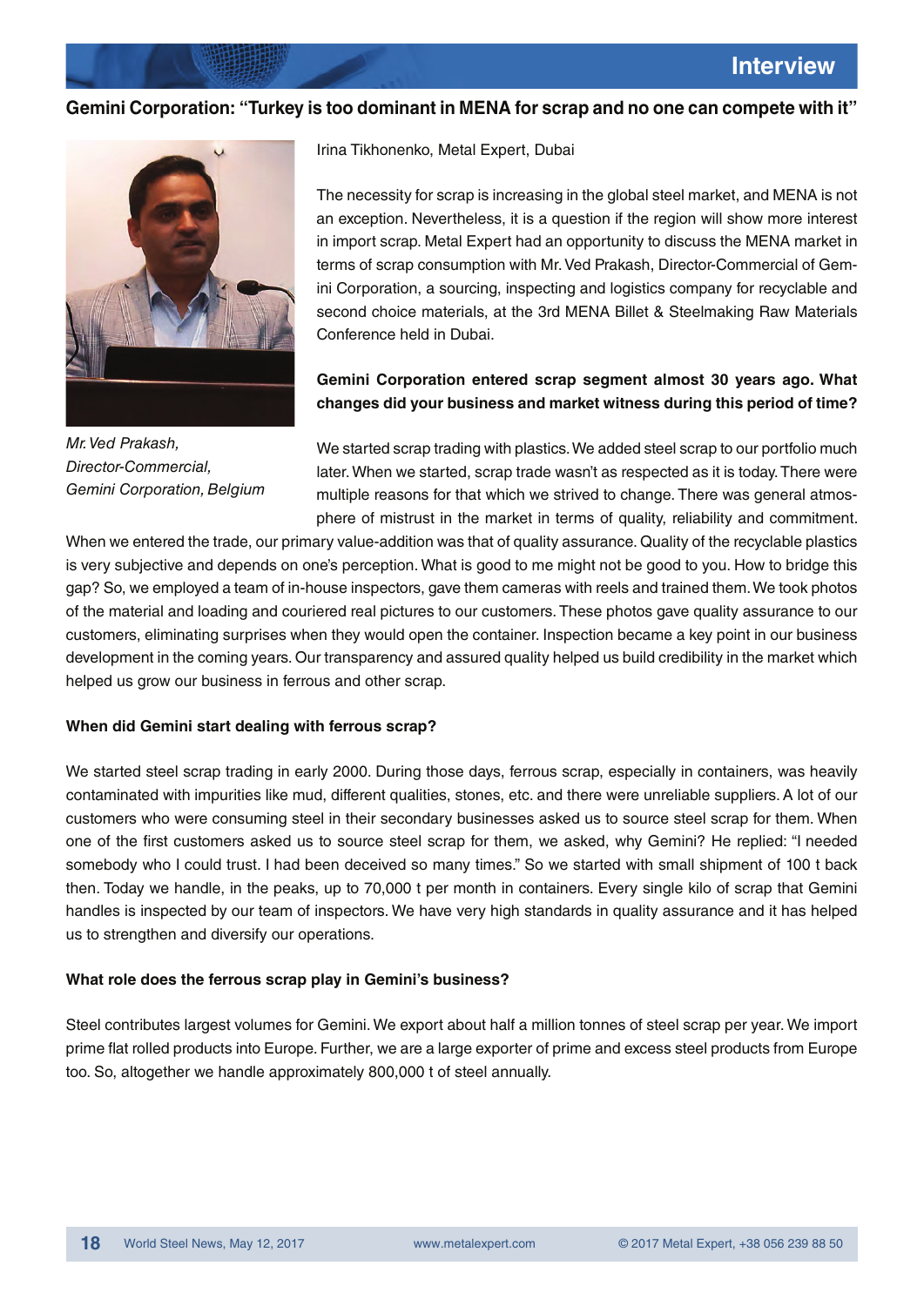Interview

## Gemini Corporation: "Turkey is too dominant in MENA for scrap and no one can compete with it"

*Mr. Ved Prakash, Director-Commercial, Gemini Corporation, Belgium*

Irina Tikhonenko, Metal Expert, Dubai

The necessity for scrap is increasing in the global steel market, and MENA is not an exception. Nevertheless, it is a question if the region will show more interest in import scrap. Metal Expert had an opportunity to discuss the MENA market in terms of scrap consumption with Mr. Ved Prakash, Director-Commercial of Gemini Corporation, a sourcing, inspecting and logistics company for recyclable and second choice materials, at the 3rd MENA Billet & Steelmaking Raw Materials Conference held in Dubai.

**Gemini Corporation entered scrap segment almost 30 years ago. What changes did your business and market witness during this period of time?**

We started scrap trading with plastics. We added steel scrap to our portfolio much later. When we started, scrap trade wasn't as respected as it is today. There were multiple reasons for that which we strived to change. There was general atmosphere of mistrust in the market in terms of quality, reliability and commitment. When we entered the trade, our primary value-addition was that of quality assurance. Quality of the recyclable plastics is very subjective and depends on one's perception. What is good to me might not be good to you. How to bridge this gap? So, we employed a team of in-house inspectors, gave them cameras with reels and trained them. We took photos of the material and loading and couriered real pictures to our customers. These photos gave quality assurance to our customers, eliminating surprises when they would open the container. Inspection became a key point in our business development in the coming years. Our transparency and assured quality helped us build credibility in the market which helped us grow our business in ferrous and other scrap.

**When did Gemini start dealing with ferrous scrap?**

We started steel scrap trading in early 2000. During those days, ferrous scrap, especially in containers, was heavily contaminated with impurities like mud, different qualities, stones, etc. and there were unreliable suppliers. A lot of our customers who were consuming steel in their secondary businesses asked us to source steel scrap for them. When one of the first customers asked us to source steel scrap for them, we asked, why Gemini? He replied: "I needed somebody who I could trust. I had been deceived so many times." So we started with small shipment of 100 t back then. Today we handle, in the peaks, up to 70,000 t per month in containers. Every single kilo of scrap that Gemini handles is inspected by our team of inspectors. We have very high standards in quality assurance and it has helped us to strengthen and diversify our operations.

**What role does the ferrous scrap play in Gemini's business?**

Steel contributes largest volumes for Gemini. We export about half a million tonnes of steel scrap per year. We import prime flat rolled products into Europe. Further, we are a large exporter of prime and excess steel products from Europe too. So, altogether we handle approximately 800,000 t of steel annually.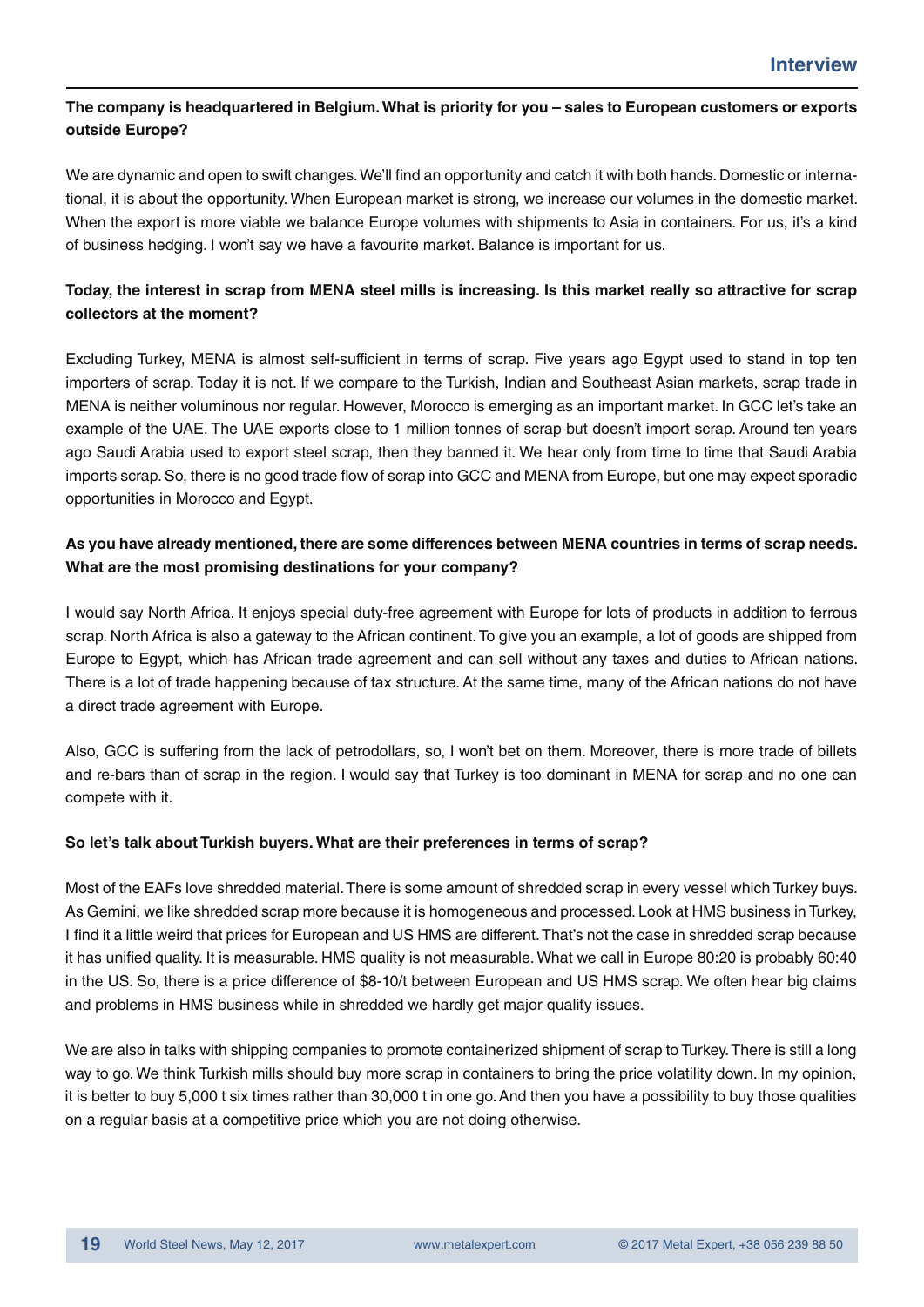**The company is headquartered in Belgium. What is priority for you – sales to European customers or exports outside Europe?**

We are dynamic and open to swift changes. We'll find an opportunity and catch it with both hands. Domestic or international, it is about the opportunity. When European market is strong, we increase our volumes in the domestic market. When the export is more viable we balance Europe volumes with shipments to Asia in containers. For us, it's a kind of business hedging. I won't say we have a favourite market. Balance is important for us.

**Today, the interest in scrap from MENA steel mills is increasing. Is this market really so attractive for scrap collectors at the moment?**

Excluding Turkey, MENA is almost self-sufficient in terms of scrap. Five years ago Egypt used to stand in top ten importers of scrap. Today it is not. If we compare to the Turkish, Indian and Southeast Asian markets, scrap trade in MENA is neither voluminous nor regular. However, Morocco is emerging as an important market. In GCC let's take an example of the UAE. The UAE exports close to 1 million tonnes of scrap but doesn't import scrap. Around ten years ago Saudi Arabia used to export steel scrap, then they banned it. We hear only from time to time that Saudi Arabia imports scrap. So, there is no good trade flow of scrap into GCC and MENA from Europe, but one may expect sporadic opportunities in Morocco and Egypt.

**As you have already mentioned, there are some differences between MENA countries in terms of scrap needs. What are the most promising destinations for your company?**

I would say North Africa. It enjoys special duty-free agreement with Europe for lots of products in addition to ferrous scrap. North Africa is also a gateway to the African continent. To give you an example, a lot of goods are shipped from Europe to Egypt, which has African trade agreement and can sell without any taxes and duties to African nations. There is a lot of trade happening because of tax structure. At the same time, many of the African nations do not have a direct trade agreement with Europe.

Also, GCC is suffering from the lack of petrodollars, so, I won't bet on them. Moreover, there is more trade of billets and re-bars than of scrap in the region. I would say that Turkey is too dominant in MENA for scrap and no one can compete with it.

**So let's talk about Turkish buyers. What are their preferences in terms of scrap?**

Most of the EAFs love shredded material. There is some amount of shredded scrap in every vessel which Turkey buys. As Gemini, we like shredded scrap more because it is homogeneous and processed. Look at HMS business in Turkey, I find it a little weird that prices for European and US HMS are different. That's not the case in shredded scrap because it has unified quality. It is measurable. HMS quality is not measurable. What we call in Europe 80:20 is probably 60:40 in the US. So, there is a price difference of $8-10/t between European and US HMS scrap. We often hear big claims and problems in HMS business while in shredded we hardly get major quality issues.

We are also in talks with shipping companies to promote containerized shipment of scrap to Turkey. There is still a long way to go. We think Turkish mills should buy more scrap in containers to bring the price volatility down. In my opinion, it is better to buy 5,000 t six times rather than 30,000 t in one go. And then you have a possibility to buy those qualities on a regular basis at a competitive price which you are not doing otherwise.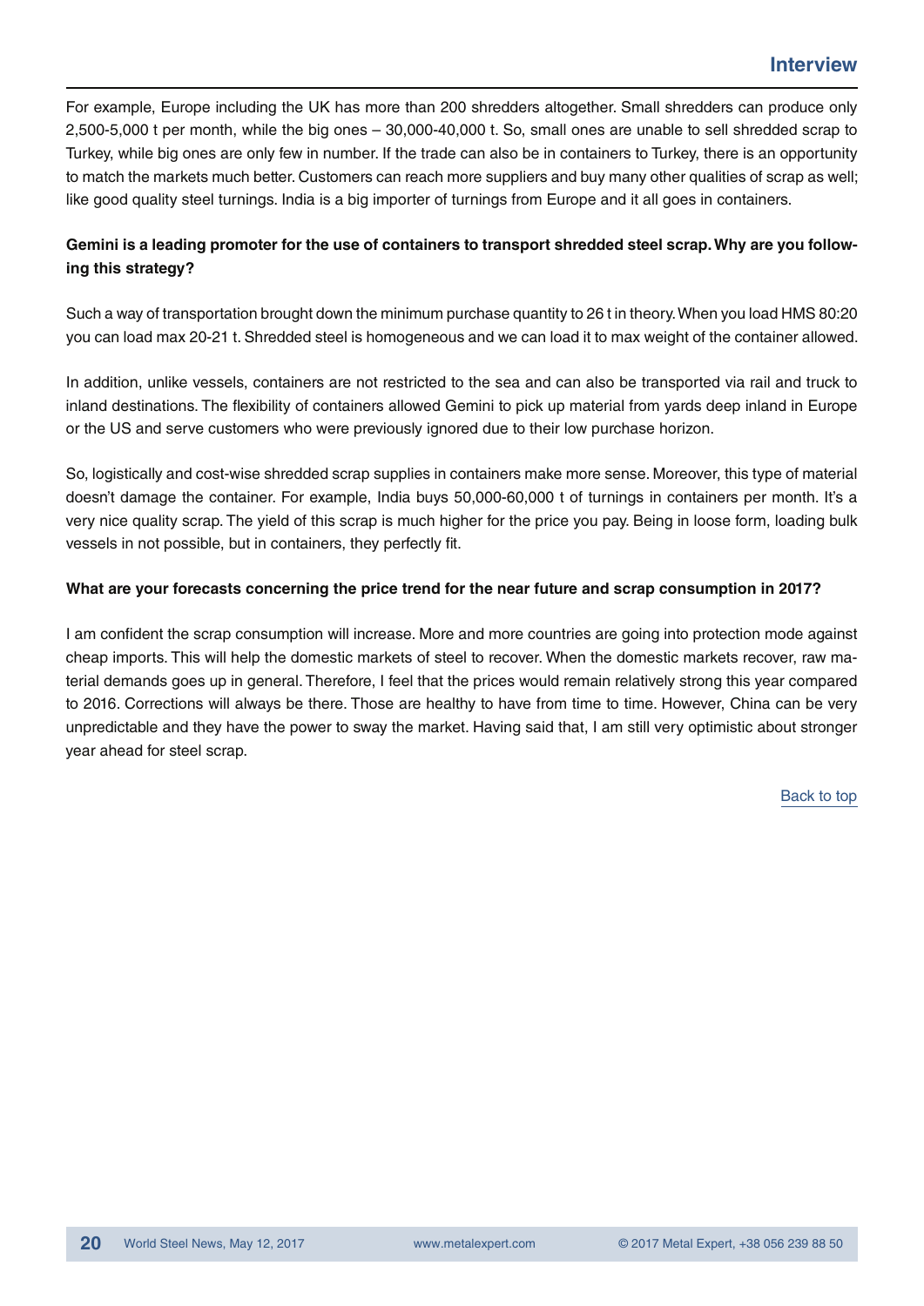For example, Europe including the UK has more than 200 shredders altogether. Small shredders can produce only 2,500-5,000 t per month, while the big ones – 30,000-40,000 t. So, small ones are unable to sell shredded scrap to Turkey, while big ones are only few in number. If the trade can also be in containers to Turkey, there is an opportunity to match the markets much better. Customers can reach more suppliers and buy many other qualities of scrap as well; like good quality steel turnings. India is a big importer of turnings from Europe and it all goes in containers.

**Gemini is a leading promoter for the use of containers to transport shredded steel scrap. Why are you following this strategy?**

Such a way of transportation brought down the minimum purchase quantity to 26 t in theory. When you load HMS 80:20 you can load max 20-21 t. Shredded steel is homogeneous and we can load it to max weight of the container allowed.

In addition, unlike vessels, containers are not restricted to the sea and can also be transported via rail and truck to inland destinations. The flexibility of containers allowed Gemini to pick up material from yards deep inland in Europe or the US and serve customers who were previously ignored due to their low purchase horizon.

So, logistically and cost-wise shredded scrap supplies in containers make more sense. Moreover, this type of material doesn't damage the container. For example, India buys 50,000-60,000 t of turnings in containers per month. It's a very nice quality scrap. The yield of this scrap is much higher for the price you pay. Being in loose form, loading bulk vessels in not possible, but in containers, they perfectly fit.

**What are your forecasts concerning the price trend for the near future and scrap consumption in 2017?**

I am confident the scrap consumption will increase. More and more countries are going into protection mode against cheap imports. This will help the domestic markets of steel to recover. When the domestic markets recover, raw material demands goes up in general. Therefore, I feel that the prices would remain relatively strong this year compared to 2016. Corrections will always be there. Those are healthy to have from time to time. However, China can be very unpredictable and they have the power to sway the market. Having said that, I am still very optimistic about stronger year ahead for steel scrap.

Back to top